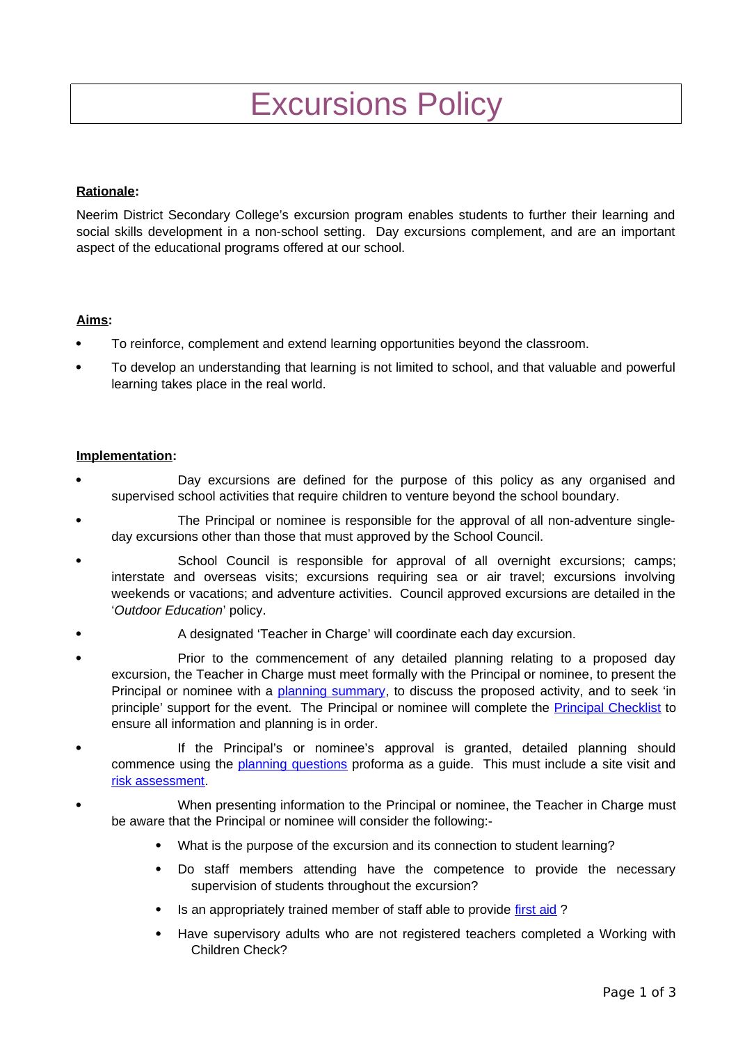# Excursions Policy

**Rationale:**

Neerim District Secondary College's excursion program enables students to further their learning and social skills development in a non-school setting. Day excursions complement, and are an important aspect of the educational programs offered at our school.

**Aims:**

- To reinforce, complement and extend learning opportunities beyond the classroom.
- To develop an understanding that learning is not limited to school, and that valuable and powerful learning takes place in the real world.

**Implementation:**

- Day excursions are defined for the purpose of this policy as any organised and supervised school activities that require children to venture beyond the school boundary.
- The Principal or nominee is responsible for the approval of all non-adventure single-day excursions other than those that must approved by the School Council.
- School Council is responsible for approval of all overnight excursions; camps; interstate and overseas visits; excursions requiring sea or air travel; excursions involving weekends or vacations; and adventure activities. Council approved excursions are detailed in the '*Outdoor Education*' policy.
- A designated 'Teacher in Charge' will coordinate each day excursion.
- Prior to the commencement of any detailed planning relating to a proposed day excursion, the Teacher in Charge must meet formally with the Principal or nominee, to present the Principal or nominee with a planning summary, to discuss the proposed activity, and to seek 'in principle' support for the event. The Principal or nominee will complete the Principal Checklist to ensure all information and planning is in order.
- If the Principal's or nominee's approval is granted, detailed planning should commence using the planning questions proforma as a guide. This must include a site visit and risk assessment.
- When presenting information to the Principal or nominee, the Teacher in Charge must be aware that the Principal or nominee will consider the following:-
  - What is the purpose of the excursion and its connection to student learning?
  - Do staff members attending have the competence to provide the necessary supervision of students throughout the excursion?
  - Is an appropriately trained member of staff able to provide first aid ?
  - Have supervisory adults who are not registered teachers completed a Working with Children Check?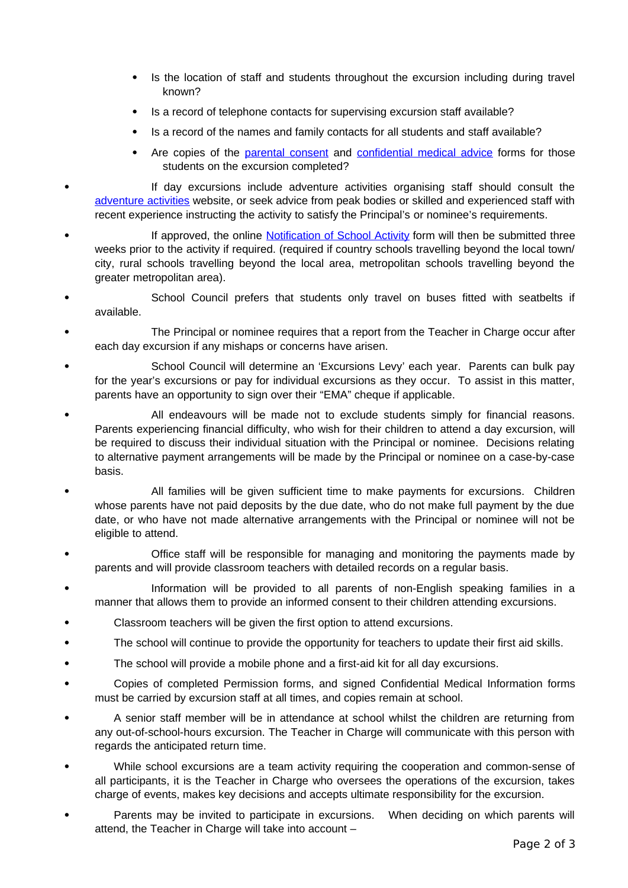- Is the location of staff and students throughout the excursion including during travel known?
  - Is a record of telephone contacts for supervising excursion staff available?
  - Is a record of the names and family contacts for all students and staff available?
  - Are copies of the parental consent and confidential medical advice forms for those students on the excursion completed?

- If day excursions include adventure activities organising staff should consult the adventure activities website, or seek advice from peak bodies or skilled and experienced staff with recent experience instructing the activity to satisfy the Principal's or nominee's requirements.
- If approved, the online Notification of School Activity form will then be submitted three weeks prior to the activity if required. (required if country schools travelling beyond the local town/ city, rural schools travelling beyond the local area, metropolitan schools travelling beyond the greater metropolitan area).
- School Council prefers that students only travel on buses fitted with seatbelts if available.
- The Principal or nominee requires that a report from the Teacher in Charge occur after each day excursion if any mishaps or concerns have arisen.
- School Council will determine an 'Excursions Levy' each year. Parents can bulk pay for the year's excursions or pay for individual excursions as they occur. To assist in this matter, parents have an opportunity to sign over their "EMA" cheque if applicable.
- All endeavours will be made not to exclude students simply for financial reasons. Parents experiencing financial difficulty, who wish for their children to attend a day excursion, will be required to discuss their individual situation with the Principal or nominee. Decisions relating to alternative payment arrangements will be made by the Principal or nominee on a case-by-case basis.
- All families will be given sufficient time to make payments for excursions. Children whose parents have not paid deposits by the due date, who do not make full payment by the due date, or who have not made alternative arrangements with the Principal or nominee will not be eligible to attend.
- Office staff will be responsible for managing and monitoring the payments made by parents and will provide classroom teachers with detailed records on a regular basis.
- Information will be provided to all parents of non-English speaking families in a manner that allows them to provide an informed consent to their children attending excursions.
- Classroom teachers will be given the first option to attend excursions.
- The school will continue to provide the opportunity for teachers to update their first aid skills.
- The school will provide a mobile phone and a first-aid kit for all day excursions.
- Copies of completed Permission forms, and signed Confidential Medical Information forms must be carried by excursion staff at all times, and copies remain at school.
- A senior staff member will be in attendance at school whilst the children are returning from any out-of-school-hours excursion. The Teacher in Charge will communicate with this person with regards the anticipated return time.
- While school excursions are a team activity requiring the cooperation and common-sense of all participants, it is the Teacher in Charge who oversees the operations of the excursion, takes charge of events, makes key decisions and accepts ultimate responsibility for the excursion.
- Parents may be invited to participate in excursions. When deciding on which parents will attend, the Teacher in Charge will take into account –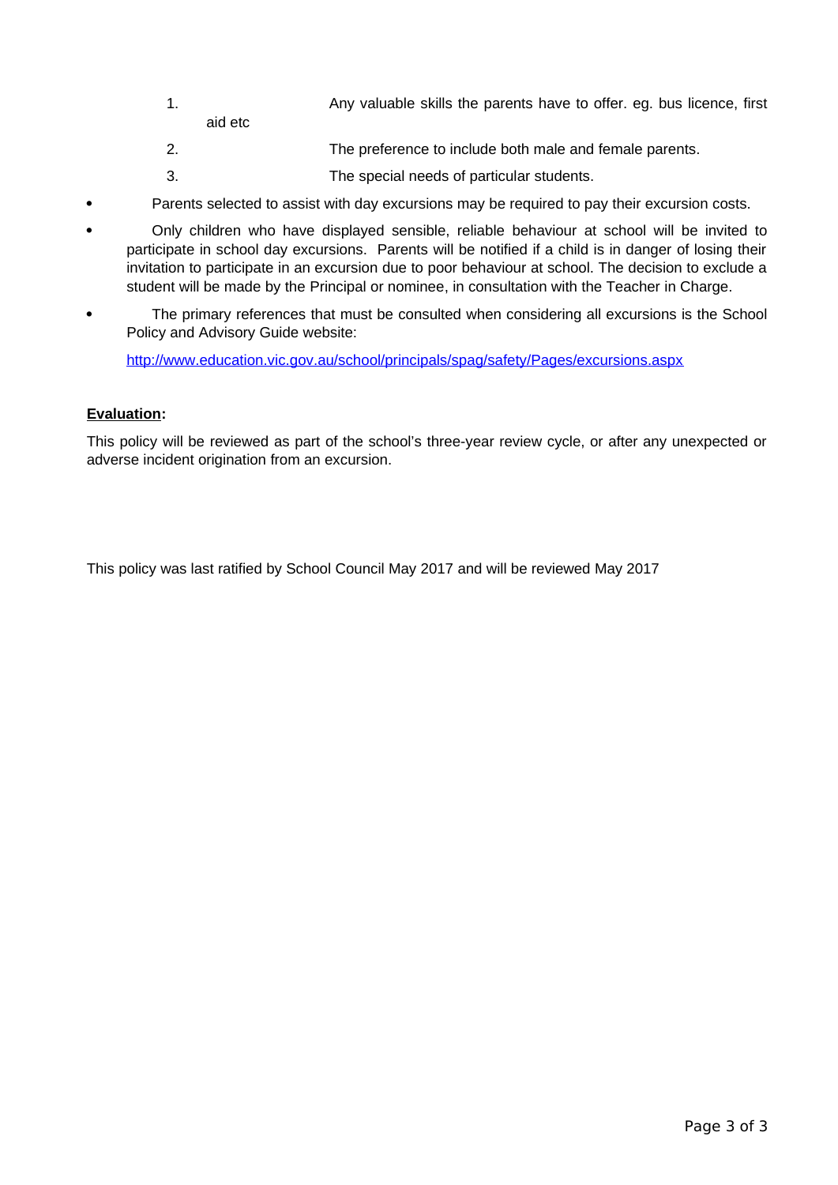1. Any valuable skills the parents have to offer. eg. bus licence, first aid etc
2. The preference to include both male and female parents.
3. The special needs of particular students.

- Parents selected to assist with day excursions may be required to pay their excursion costs.
- Only children who have displayed sensible, reliable behaviour at school will be invited to participate in school day excursions. Parents will be notified if a child is in danger of losing their invitation to participate in an excursion due to poor behaviour at school. The decision to exclude a student will be made by the Principal or nominee, in consultation with the Teacher in Charge.
- The primary references that must be consulted when considering all excursions is the School Policy and Advisory Guide website:

  [http://www.education.vic.gov.au/school/principals/spag/safety/Pages/excursions.aspx](http://www.education.vic.gov.au/school/principals/spag/safety/Pages/excursions.aspx)

**Evaluation:**

This policy will be reviewed as part of the school's three-year review cycle, or after any unexpected or adverse incident origination from an excursion.

This policy was last ratified by School Council May 2017 and will be reviewed May 2017